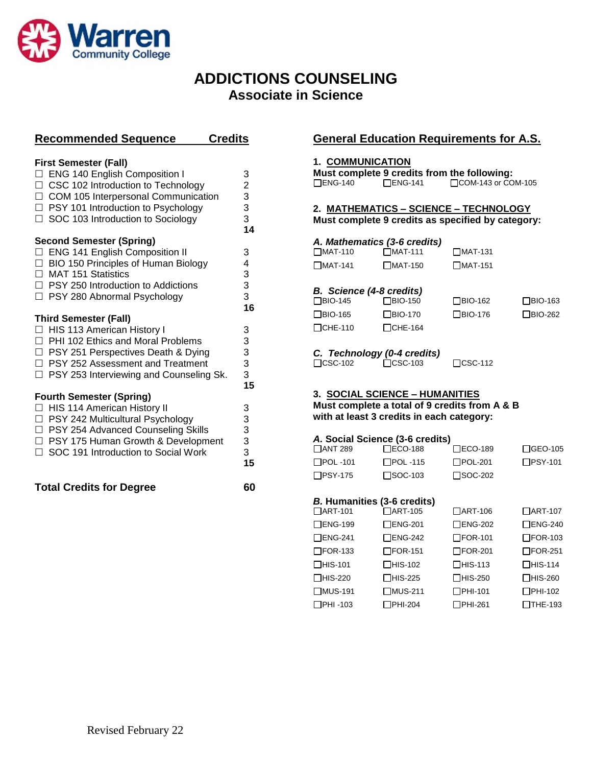# ADDICTIONS COUNSELING
## Associate in Science

## Recommended Sequence — Credits

### First Semester (Fall)

| Course | Credits |
|---|---|
| ☐ ENG 140 English Composition I | 3 |
| ☐ CSC 102 Introduction to Technology | 2 |
| ☐ COM 105 Interpersonal Communication | 3 |
| ☐ PSY 101 Introduction to Psychology | 3 |
| ☐ SOC 103 Introduction to Sociology | 3 |
| | **14** |

### Second Semester (Spring)

| Course | Credits |
|---|---|
| ☐ ENG 141 English Composition II | 3 |
| ☐ BIO 150 Principles of Human Biology | 4 |
| ☐ MAT 151 Statistics | 3 |
| ☐ PSY 250 Introduction to Addictions | 3 |
| ☐ PSY 280 Abnormal Psychology | 3 |
| | **16** |

### Third Semester (Fall)

| Course | Credits |
|---|---|
| ☐ HIS 113 American History I | 3 |
| ☐ PHI 102 Ethics and Moral Problems | 3 |
| ☐ PSY 251 Perspectives Death & Dying | 3 |
| ☐ PSY 252 Assessment and Treatment | 3 |
| ☐ PSY 253 Interviewing and Counseling Sk. | 3 |
| | **15** |

### Fourth Semester (Spring)

| Course | Credits |
|---|---|
| ☐ HIS 114 American History II | 3 |
| ☐ PSY 242 Multicultural Psychology | 3 |
| ☐ PSY 254 Advanced Counseling Skills | 3 |
| ☐ PSY 175 Human Growth & Development | 3 |
| ☐ SOC 191 Introduction to Social Work | 3 |
| | **15** |

**Total Credits for Degree — 60**

## General Education Requirements for A.S.

### 1. COMMUNICATION

**Must complete 9 credits from the following:**

☐ENG-140 ☐ENG-141 ☐COM-143 or COM-105

### 2. MATHEMATICS – SCIENCE – TECHNOLOGY

**Must complete 9 credits as specified by category:**

***A. Mathematics (3-6 credits)***

| | | |
|---|---|---|
| ☐MAT-110 | ☐MAT-111 | ☐MAT-131 |
| ☐MAT-141 | ☐MAT-150 | ☐MAT-151 |

***B. Science (4-8 credits)***

| | | | |
|---|---|---|---|
| ☐BIO-145 | ☐BIO-150 | ☐BIO-162 | ☐BIO-163 |
| ☐BIO-165 | ☐BIO-170 | ☐BIO-176 | ☐BIO-262 |
| ☐CHE-110 | ☐CHE-164 | | |

***C. Technology (0-4 credits)***

| | | |
|---|---|---|
| ☐CSC-102 | ☐CSC-103 | ☐CSC-112 |

### 3. SOCIAL SCIENCE – HUMANITIES

**Must complete a total of 9 credits from A & B with at least 3 credits in each category:**

***A.* Social Science (3-6 credits)**

| | | | |
|---|---|---|---|
| ☐ANT 289 | ☐ECO-188 | ☐ECO-189 | ☐GEO-105 |
| ☐POL -101 | ☐POL -115 | ☐POL-201 | ☐PSY-101 |
| ☐PSY-175 | ☐SOC-103 | ☐SOC-202 | |

***B.* Humanities (3-6 credits)**

| | | | |
|---|---|---|---|
| ☐ART-101 | ☐ART-105 | ☐ART-106 | ☐ART-107 |
| ☐ENG-199 | ☐ENG-201 | ☐ENG-202 | ☐ENG-240 |
| ☐ENG-241 | ☐ENG-242 | ☐FOR-101 | ☐FOR-103 |
| ☐FOR-133 | ☐FOR-151 | ☐FOR-201 | ☐FOR-251 |
| ☐HIS-101 | ☐HIS-102 | ☐HIS-113 | ☐HIS-114 |
| ☐HIS-220 | ☐HIS-225 | ☐HIS-250 | ☐HIS-260 |
| ☐MUS-191 | ☐MUS-211 | ☐PHI-101 | ☐PHI-102 |
| ☐PHI -103 | ☐PHI-204 | ☐PHI-261 | ☐THE-193 |

Revised February 22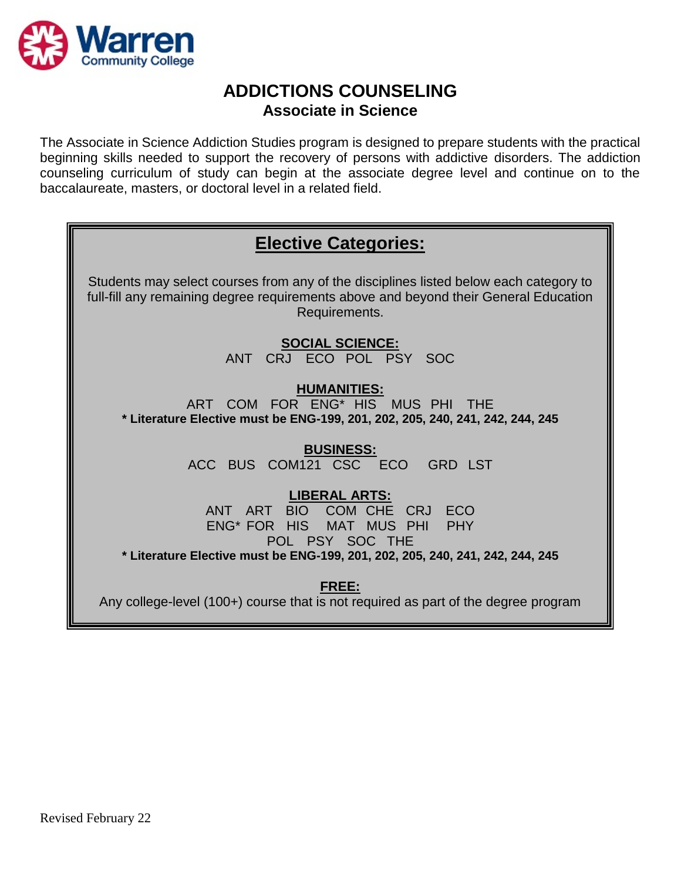# ADDICTIONS COUNSELING

## Associate in Science

The Associate in Science Addiction Studies program is designed to prepare students with the practical beginning skills needed to support the recovery of persons with addictive disorders. The addiction counseling curriculum of study can begin at the associate degree level and continue on to the baccalaureate, masters, or doctoral level in a related field.

## Elective Categories:

Students may select courses from any of the disciplines listed below each category to full-fill any remaining degree requirements above and beyond their General Education Requirements.

**SOCIAL SCIENCE:**

ANT CRJ ECO POL PSY SOC

**HUMANITIES:**

ART COM FOR ENG* HIS MUS PHI THE

**\* Literature Elective must be ENG-199, 201, 202, 205, 240, 241, 242, 244, 245**

**BUSINESS:**

ACC BUS COM121 CSC ECO GRD LST

**LIBERAL ARTS:**

ANT ART BIO COM CHE CRJ ECO
ENG* FOR HIS MAT MUS PHI PHY
POL PSY SOC THE

**\* Literature Elective must be ENG-199, 201, 202, 205, 240, 241, 242, 244, 245**

**FREE:**

Any college-level (100+) course that is not required as part of the degree program

Revised February 22